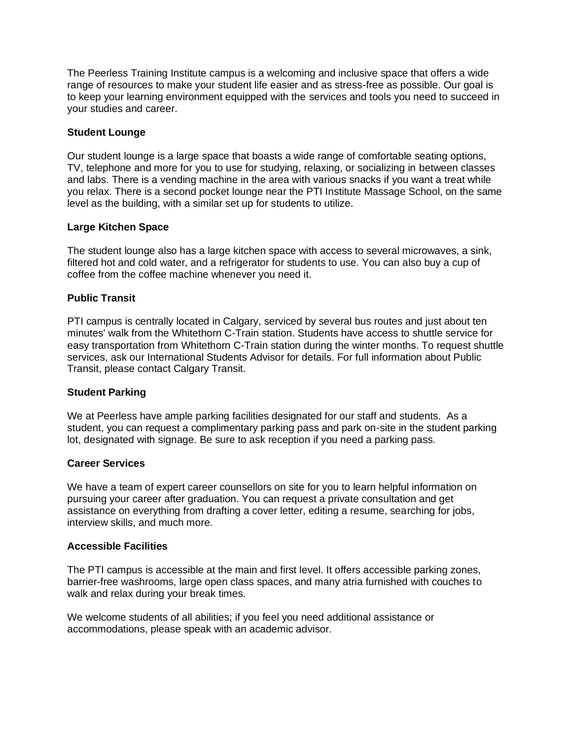The Peerless Training Institute campus is a welcoming and inclusive space that offers a wide range of resources to make your student life easier and as stress-free as possible. Our goal is to keep your learning environment equipped with the services and tools you need to succeed in your studies and career.

## Student Lounge

Our student lounge is a large space that boasts a wide range of comfortable seating options, TV, telephone and more for you to use for studying, relaxing, or socializing in between classes and labs. There is a vending machine in the area with various snacks if you want a treat while you relax. There is a second pocket lounge near the PTI Institute Massage School, on the same level as the building, with a similar set up for students to utilize.

## Large Kitchen Space

The student lounge also has a large kitchen space with access to several microwaves, a sink, filtered hot and cold water, and a refrigerator for students to use. You can also buy a cup of coffee from the coffee machine whenever you need it.

## Public Transit

PTI campus is centrally located in Calgary, serviced by several bus routes and just about ten minutes' walk from the Whitethorn C-Train station. Students have access to shuttle service for easy transportation from Whitethorn C-Train station during the winter months. To request shuttle services, ask our International Students Advisor for details. For full information about Public Transit, please contact Calgary Transit.

## Student Parking

We at Peerless have ample parking facilities designated for our staff and students. As a student, you can request a complimentary parking pass and park on-site in the student parking lot, designated with signage. Be sure to ask reception if you need a parking pass.

## Career Services

We have a team of expert career counsellors on site for you to learn helpful information on pursuing your career after graduation. You can request a private consultation and get assistance on everything from drafting a cover letter, editing a resume, searching for jobs, interview skills, and much more.

## Accessible Facilities

The PTI campus is accessible at the main and first level. It offers accessible parking zones, barrier-free washrooms, large open class spaces, and many atria furnished with couches to walk and relax during your break times.

We welcome students of all abilities; if you feel you need additional assistance or accommodations, please speak with an academic advisor.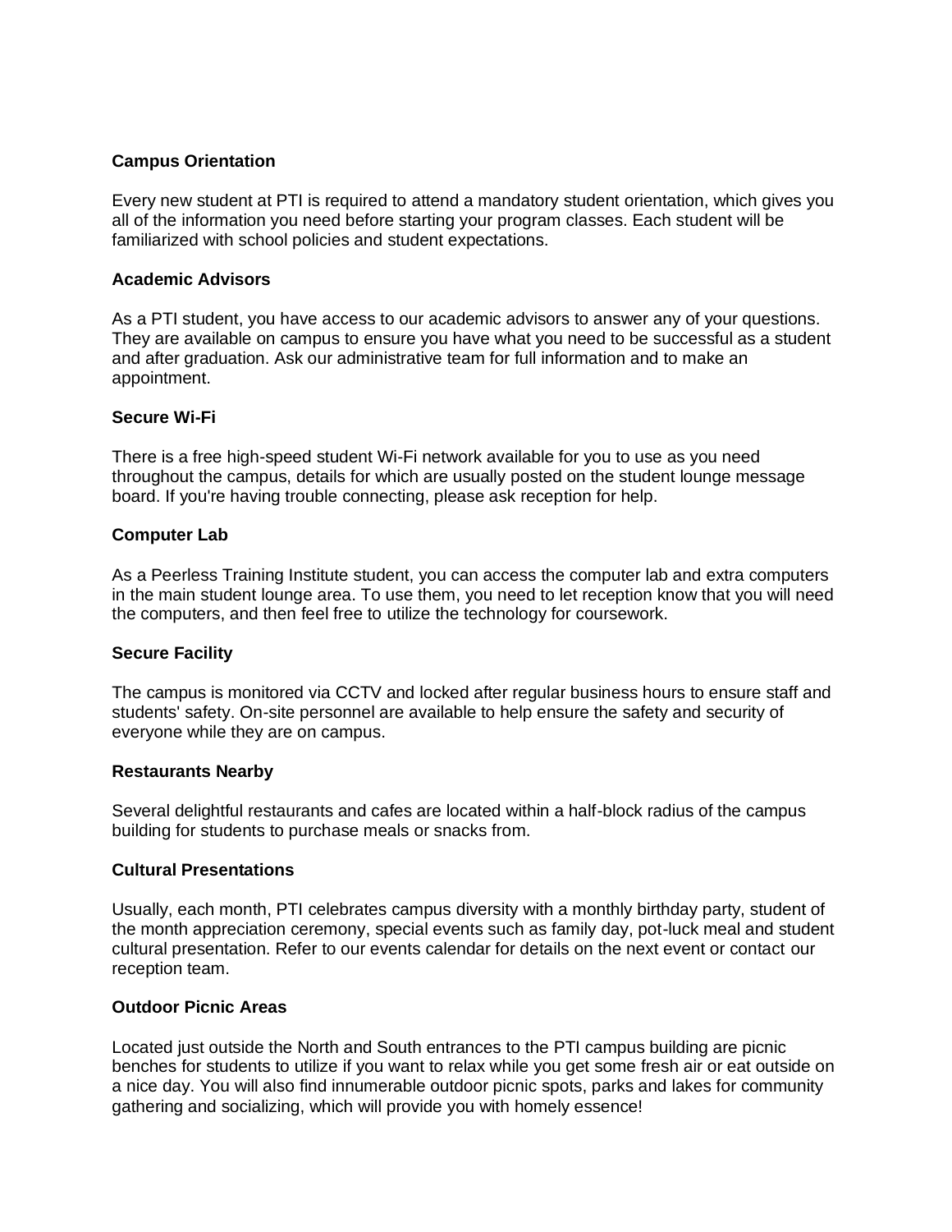**Campus Orientation**

Every new student at PTI is required to attend a mandatory student orientation, which gives you all of the information you need before starting your program classes. Each student will be familiarized with school policies and student expectations.

**Academic Advisors**

As a PTI student, you have access to our academic advisors to answer any of your questions. They are available on campus to ensure you have what you need to be successful as a student and after graduation. Ask our administrative team for full information and to make an appointment.

**Secure Wi-Fi**

There is a free high-speed student Wi-Fi network available for you to use as you need throughout the campus, details for which are usually posted on the student lounge message board. If you're having trouble connecting, please ask reception for help.

**Computer Lab**

As a Peerless Training Institute student, you can access the computer lab and extra computers in the main student lounge area. To use them, you need to let reception know that you will need the computers, and then feel free to utilize the technology for coursework.

**Secure Facility**

The campus is monitored via CCTV and locked after regular business hours to ensure staff and students' safety. On-site personnel are available to help ensure the safety and security of everyone while they are on campus.

**Restaurants Nearby**

Several delightful restaurants and cafes are located within a half-block radius of the campus building for students to purchase meals or snacks from.

**Cultural Presentations**

Usually, each month, PTI celebrates campus diversity with a monthly birthday party, student of the month appreciation ceremony, special events such as family day, pot-luck meal and student cultural presentation. Refer to our events calendar for details on the next event or contact our reception team.

**Outdoor Picnic Areas**

Located just outside the North and South entrances to the PTI campus building are picnic benches for students to utilize if you want to relax while you get some fresh air or eat outside on a nice day. You will also find innumerable outdoor picnic spots, parks and lakes for community gathering and socializing, which will provide you with homely essence!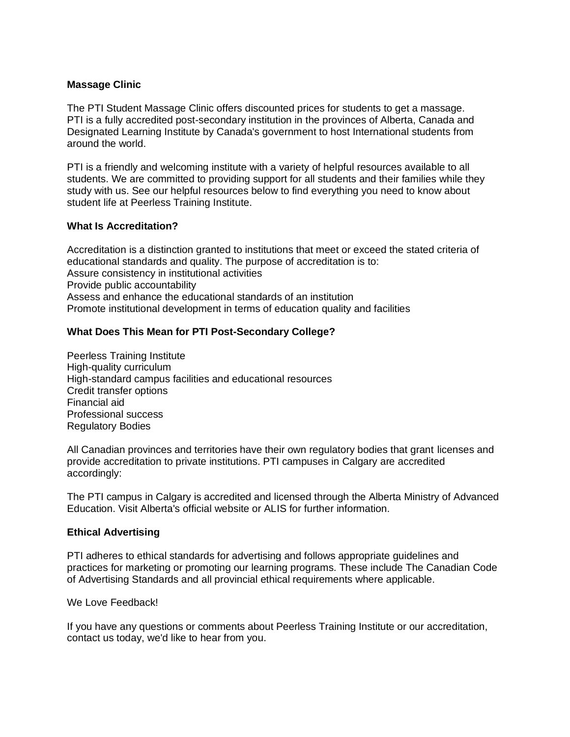**Massage Clinic**

The PTI Student Massage Clinic offers discounted prices for students to get a massage. PTI is a fully accredited post-secondary institution in the provinces of Alberta, Canada and Designated Learning Institute by Canada's government to host International students from around the world.

PTI is a friendly and welcoming institute with a variety of helpful resources available to all students. We are committed to providing support for all students and their families while they study with us. See our helpful resources below to find everything you need to know about student life at Peerless Training Institute.

**What Is Accreditation?**

Accreditation is a distinction granted to institutions that meet or exceed the stated criteria of educational standards and quality. The purpose of accreditation is to:
Assure consistency in institutional activities
Provide public accountability
Assess and enhance the educational standards of an institution
Promote institutional development in terms of education quality and facilities

**What Does This Mean for PTI Post-Secondary College?**

Peerless Training Institute
High-quality curriculum
High-standard campus facilities and educational resources
Credit transfer options
Financial aid
Professional success
Regulatory Bodies

All Canadian provinces and territories have their own regulatory bodies that grant licenses and provide accreditation to private institutions. PTI campuses in Calgary are accredited accordingly:

The PTI campus in Calgary is accredited and licensed through the Alberta Ministry of Advanced Education. Visit Alberta's official website or ALIS for further information.

**Ethical Advertising**

PTI adheres to ethical standards for advertising and follows appropriate guidelines and practices for marketing or promoting our learning programs. These include The Canadian Code of Advertising Standards and all provincial ethical requirements where applicable.

We Love Feedback!

If you have any questions or comments about Peerless Training Institute or our accreditation, contact us today, we'd like to hear from you.